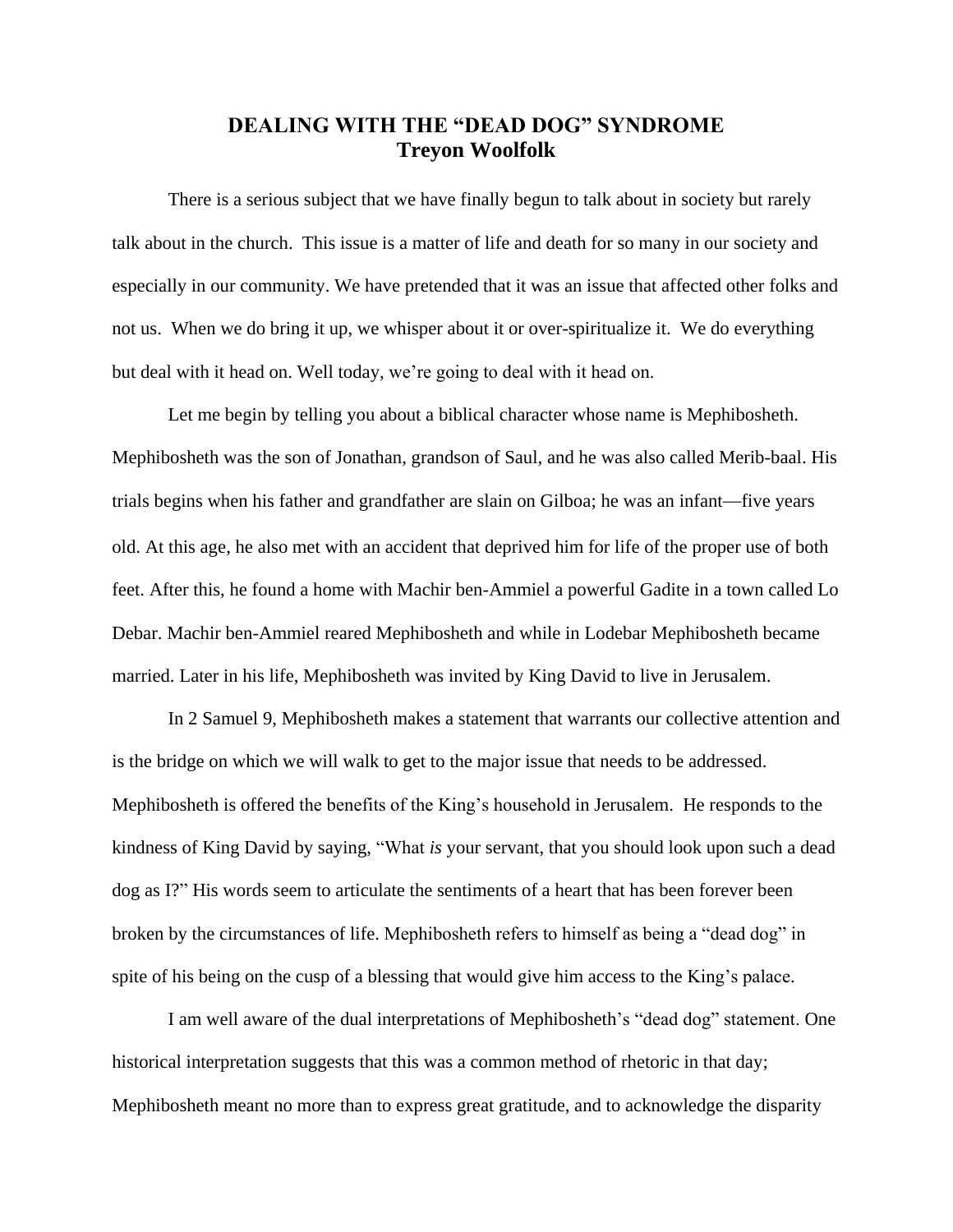# DEALING WITH THE "DEAD DOG" SYNDROME
## Treyon Woolfolk

There is a serious subject that we have finally begun to talk about in society but rarely talk about in the church. This issue is a matter of life and death for so many in our society and especially in our community. We have pretended that it was an issue that affected other folks and not us. When we do bring it up, we whisper about it or over-spiritualize it. We do everything but deal with it head on. Well today, we're going to deal with it head on.

Let me begin by telling you about a biblical character whose name is Mephibosheth. Mephibosheth was the son of Jonathan, grandson of Saul, and he was also called Merib-baal. His trials begins when his father and grandfather are slain on Gilboa; he was an infant—five years old. At this age, he also met with an accident that deprived him for life of the proper use of both feet. After this, he found a home with Machir ben-Ammiel a powerful Gadite in a town called Lo Debar. Machir ben-Ammiel reared Mephibosheth and while in Lodebar Mephibosheth became married. Later in his life, Mephibosheth was invited by King David to live in Jerusalem.

In 2 Samuel 9, Mephibosheth makes a statement that warrants our collective attention and is the bridge on which we will walk to get to the major issue that needs to be addressed. Mephibosheth is offered the benefits of the King's household in Jerusalem. He responds to the kindness of King David by saying, "What *is* your servant, that you should look upon such a dead dog as I?" His words seem to articulate the sentiments of a heart that has been forever been broken by the circumstances of life. Mephibosheth refers to himself as being a "dead dog" in spite of his being on the cusp of a blessing that would give him access to the King's palace.

I am well aware of the dual interpretations of Mephibosheth's "dead dog" statement. One historical interpretation suggests that this was a common method of rhetoric in that day; Mephibosheth meant no more than to express great gratitude, and to acknowledge the disparity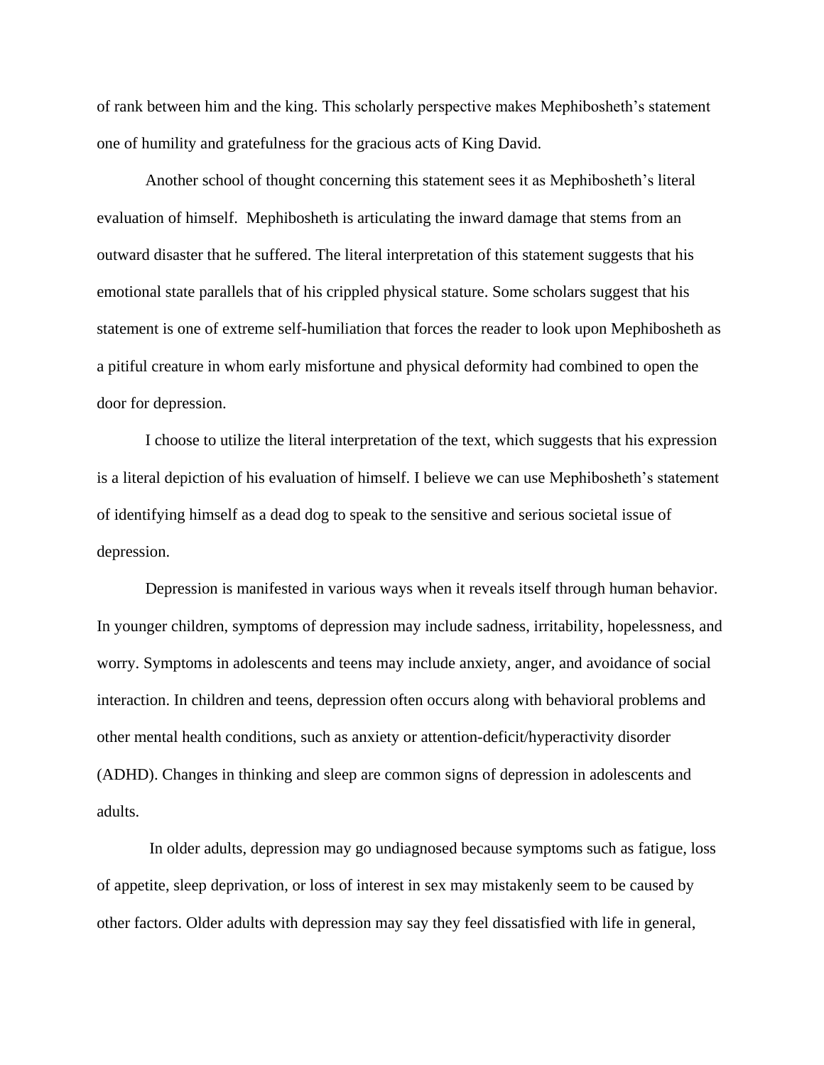of rank between him and the king. This scholarly perspective makes Mephibosheth's statement one of humility and gratefulness for the gracious acts of King David.

Another school of thought concerning this statement sees it as Mephibosheth's literal evaluation of himself. Mephibosheth is articulating the inward damage that stems from an outward disaster that he suffered. The literal interpretation of this statement suggests that his emotional state parallels that of his crippled physical stature. Some scholars suggest that his statement is one of extreme self-humiliation that forces the reader to look upon Mephibosheth as a pitiful creature in whom early misfortune and physical deformity had combined to open the door for depression.

I choose to utilize the literal interpretation of the text, which suggests that his expression is a literal depiction of his evaluation of himself. I believe we can use Mephibosheth's statement of identifying himself as a dead dog to speak to the sensitive and serious societal issue of depression.

Depression is manifested in various ways when it reveals itself through human behavior. In younger children, symptoms of depression may include sadness, irritability, hopelessness, and worry. Symptoms in adolescents and teens may include anxiety, anger, and avoidance of social interaction. In children and teens, depression often occurs along with behavioral problems and other mental health conditions, such as anxiety or attention-deficit/hyperactivity disorder (ADHD). Changes in thinking and sleep are common signs of depression in adolescents and adults.

In older adults, depression may go undiagnosed because symptoms such as fatigue, loss of appetite, sleep deprivation, or loss of interest in sex may mistakenly seem to be caused by other factors. Older adults with depression may say they feel dissatisfied with life in general,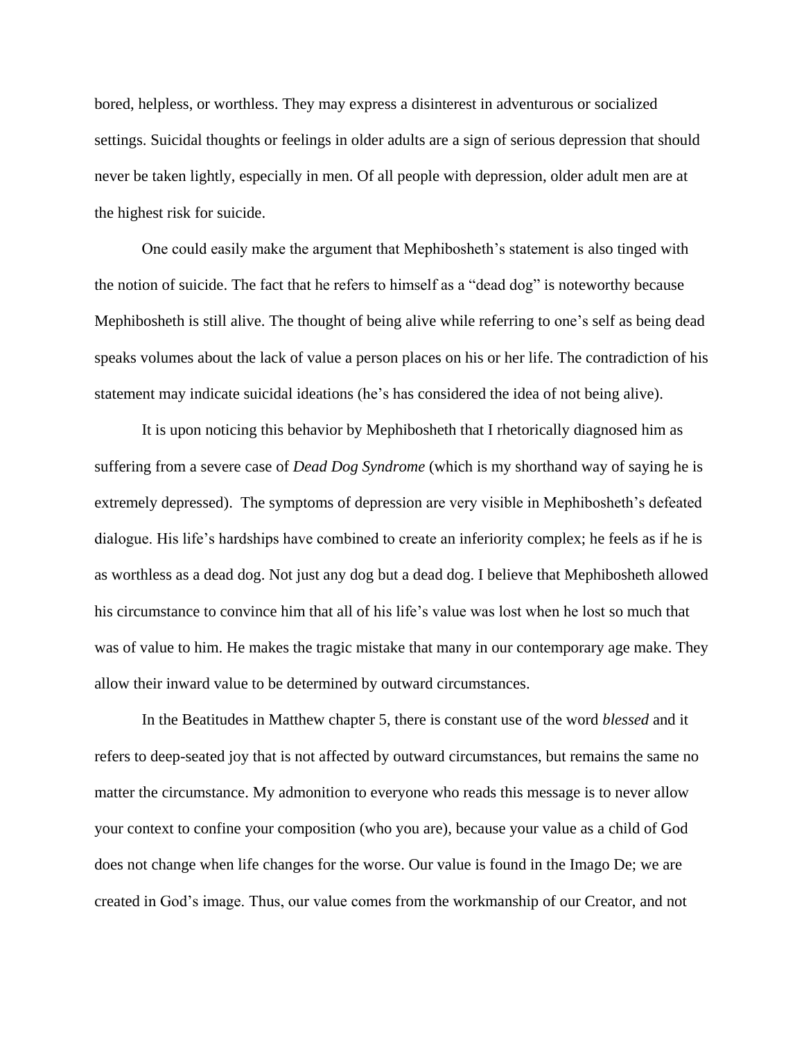bored, helpless, or worthless. They may express a disinterest in adventurous or socialized settings. Suicidal thoughts or feelings in older adults are a sign of serious depression that should never be taken lightly, especially in men. Of all people with depression, older adult men are at the highest risk for suicide.

One could easily make the argument that Mephibosheth's statement is also tinged with the notion of suicide. The fact that he refers to himself as a "dead dog" is noteworthy because Mephibosheth is still alive. The thought of being alive while referring to one's self as being dead speaks volumes about the lack of value a person places on his or her life. The contradiction of his statement may indicate suicidal ideations (he's has considered the idea of not being alive).

It is upon noticing this behavior by Mephibosheth that I rhetorically diagnosed him as suffering from a severe case of *Dead Dog Syndrome* (which is my shorthand way of saying he is extremely depressed). The symptoms of depression are very visible in Mephibosheth's defeated dialogue. His life's hardships have combined to create an inferiority complex; he feels as if he is as worthless as a dead dog. Not just any dog but a dead dog. I believe that Mephibosheth allowed his circumstance to convince him that all of his life's value was lost when he lost so much that was of value to him. He makes the tragic mistake that many in our contemporary age make. They allow their inward value to be determined by outward circumstances.

In the Beatitudes in Matthew chapter 5, there is constant use of the word *blessed* and it refers to deep-seated joy that is not affected by outward circumstances, but remains the same no matter the circumstance. My admonition to everyone who reads this message is to never allow your context to confine your composition (who you are), because your value as a child of God does not change when life changes for the worse. Our value is found in the Imago De; we are created in God's image. Thus, our value comes from the workmanship of our Creator, and not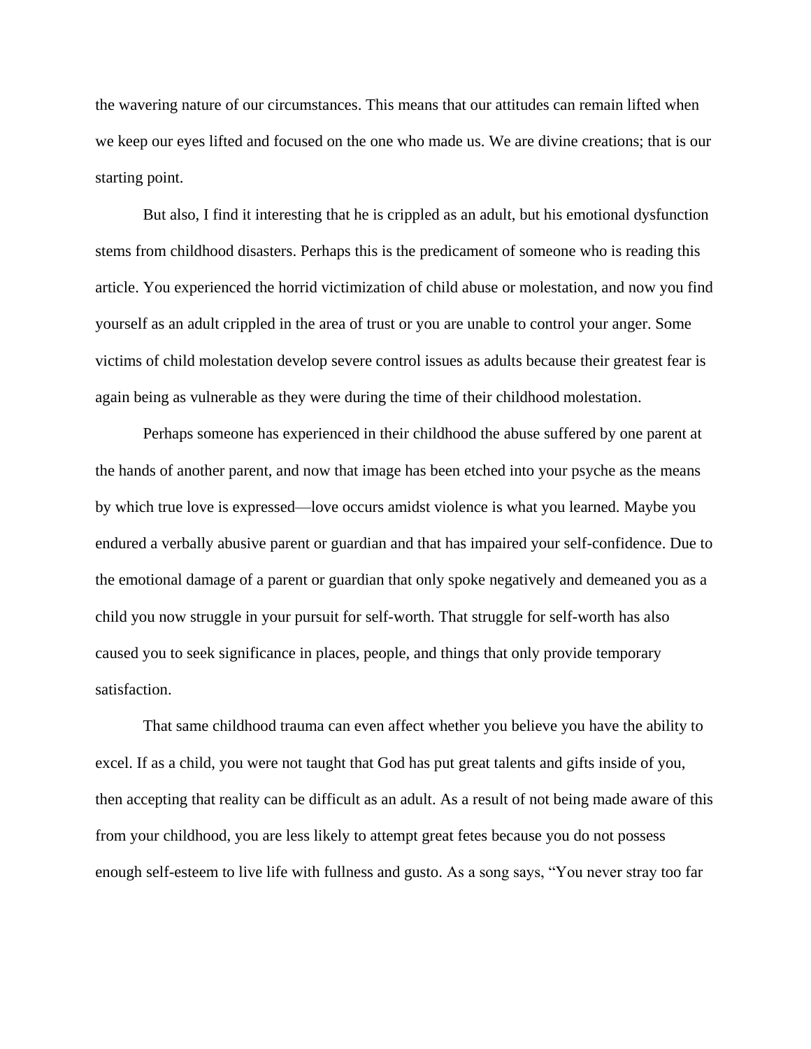the wavering nature of our circumstances. This means that our attitudes can remain lifted when we keep our eyes lifted and focused on the one who made us. We are divine creations; that is our starting point.

But also, I find it interesting that he is crippled as an adult, but his emotional dysfunction stems from childhood disasters. Perhaps this is the predicament of someone who is reading this article. You experienced the horrid victimization of child abuse or molestation, and now you find yourself as an adult crippled in the area of trust or you are unable to control your anger. Some victims of child molestation develop severe control issues as adults because their greatest fear is again being as vulnerable as they were during the time of their childhood molestation.

Perhaps someone has experienced in their childhood the abuse suffered by one parent at the hands of another parent, and now that image has been etched into your psyche as the means by which true love is expressed—love occurs amidst violence is what you learned. Maybe you endured a verbally abusive parent or guardian and that has impaired your self-confidence. Due to the emotional damage of a parent or guardian that only spoke negatively and demeaned you as a child you now struggle in your pursuit for self-worth. That struggle for self-worth has also caused you to seek significance in places, people, and things that only provide temporary satisfaction.

That same childhood trauma can even affect whether you believe you have the ability to excel. If as a child, you were not taught that God has put great talents and gifts inside of you, then accepting that reality can be difficult as an adult. As a result of not being made aware of this from your childhood, you are less likely to attempt great fetes because you do not possess enough self-esteem to live life with fullness and gusto. As a song says, "You never stray too far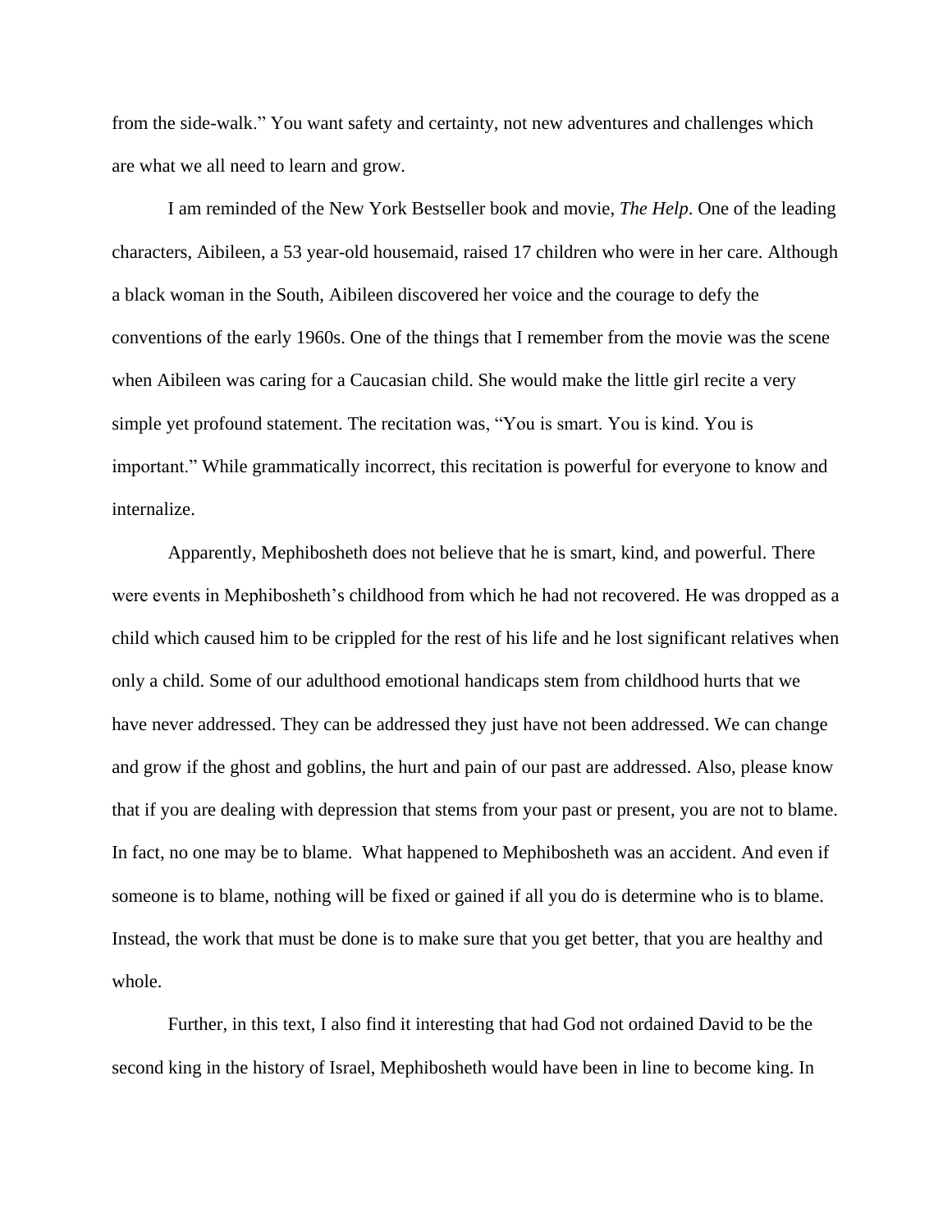from the side-walk." You want safety and certainty, not new adventures and challenges which are what we all need to learn and grow.

I am reminded of the New York Bestseller book and movie, *The Help*. One of the leading characters, Aibileen, a 53 year-old housemaid, raised 17 children who were in her care. Although a black woman in the South, Aibileen discovered her voice and the courage to defy the conventions of the early 1960s. One of the things that I remember from the movie was the scene when Aibileen was caring for a Caucasian child. She would make the little girl recite a very simple yet profound statement. The recitation was, "You is smart. You is kind. You is important." While grammatically incorrect, this recitation is powerful for everyone to know and internalize.

Apparently, Mephibosheth does not believe that he is smart, kind, and powerful. There were events in Mephibosheth's childhood from which he had not recovered. He was dropped as a child which caused him to be crippled for the rest of his life and he lost significant relatives when only a child. Some of our adulthood emotional handicaps stem from childhood hurts that we have never addressed. They can be addressed they just have not been addressed. We can change and grow if the ghost and goblins, the hurt and pain of our past are addressed. Also, please know that if you are dealing with depression that stems from your past or present, you are not to blame. In fact, no one may be to blame. What happened to Mephibosheth was an accident. And even if someone is to blame, nothing will be fixed or gained if all you do is determine who is to blame. Instead, the work that must be done is to make sure that you get better, that you are healthy and whole.

Further, in this text, I also find it interesting that had God not ordained David to be the second king in the history of Israel, Mephibosheth would have been in line to become king. In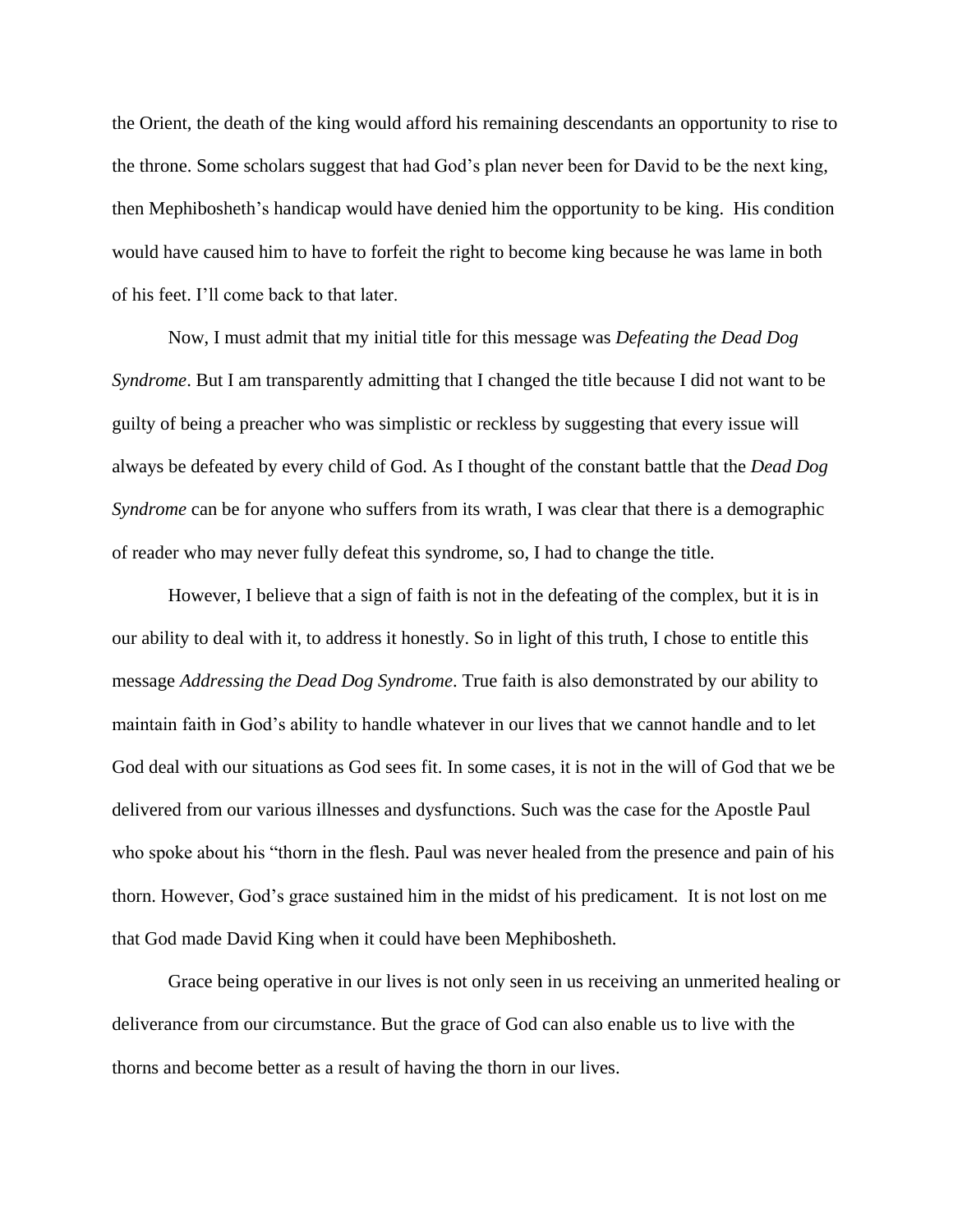the Orient, the death of the king would afford his remaining descendants an opportunity to rise to the throne. Some scholars suggest that had God's plan never been for David to be the next king, then Mephibosheth's handicap would have denied him the opportunity to be king. His condition would have caused him to have to forfeit the right to become king because he was lame in both of his feet. I'll come back to that later.

Now, I must admit that my initial title for this message was *Defeating the Dead Dog Syndrome*. But I am transparently admitting that I changed the title because I did not want to be guilty of being a preacher who was simplistic or reckless by suggesting that every issue will always be defeated by every child of God. As I thought of the constant battle that the *Dead Dog Syndrome* can be for anyone who suffers from its wrath, I was clear that there is a demographic of reader who may never fully defeat this syndrome, so, I had to change the title.

However, I believe that a sign of faith is not in the defeating of the complex, but it is in our ability to deal with it, to address it honestly. So in light of this truth, I chose to entitle this message *Addressing the Dead Dog Syndrome*. True faith is also demonstrated by our ability to maintain faith in God's ability to handle whatever in our lives that we cannot handle and to let God deal with our situations as God sees fit. In some cases, it is not in the will of God that we be delivered from our various illnesses and dysfunctions. Such was the case for the Apostle Paul who spoke about his "thorn in the flesh. Paul was never healed from the presence and pain of his thorn. However, God's grace sustained him in the midst of his predicament. It is not lost on me that God made David King when it could have been Mephibosheth.

Grace being operative in our lives is not only seen in us receiving an unmerited healing or deliverance from our circumstance. But the grace of God can also enable us to live with the thorns and become better as a result of having the thorn in our lives.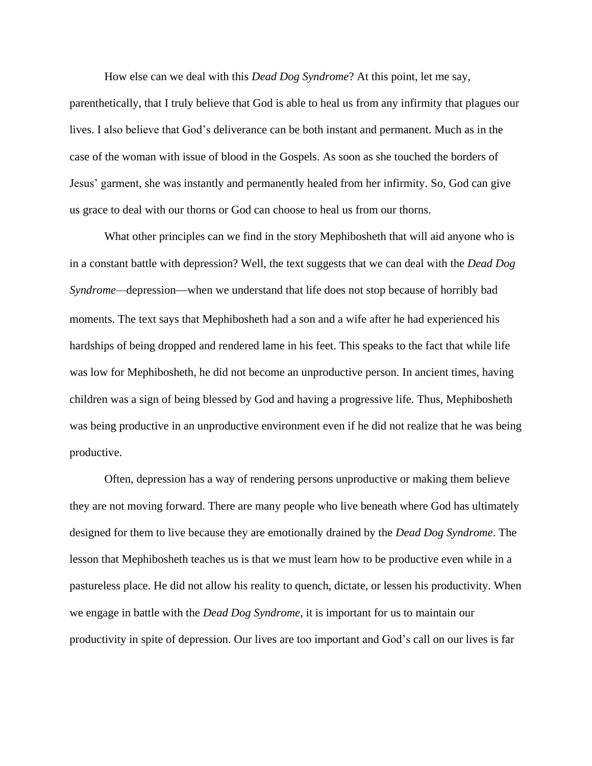How else can we deal with this *Dead Dog Syndrome*? At this point, let me say, parenthetically, that I truly believe that God is able to heal us from any infirmity that plagues our lives. I also believe that God's deliverance can be both instant and permanent. Much as in the case of the woman with issue of blood in the Gospels. As soon as she touched the borders of Jesus' garment, she was instantly and permanently healed from her infirmity. So, God can give us grace to deal with our thorns or God can choose to heal us from our thorns.

What other principles can we find in the story Mephibosheth that will aid anyone who is in a constant battle with depression? Well, the text suggests that we can deal with the *Dead Dog Syndrome*—depression—when we understand that life does not stop because of horribly bad moments. The text says that Mephibosheth had a son and a wife after he had experienced his hardships of being dropped and rendered lame in his feet. This speaks to the fact that while life was low for Mephibosheth, he did not become an unproductive person. In ancient times, having children was a sign of being blessed by God and having a progressive life. Thus, Mephibosheth was being productive in an unproductive environment even if he did not realize that he was being productive.

Often, depression has a way of rendering persons unproductive or making them believe they are not moving forward. There are many people who live beneath where God has ultimately designed for them to live because they are emotionally drained by the *Dead Dog Syndrome*. The lesson that Mephibosheth teaches us is that we must learn how to be productive even while in a pastureless place. He did not allow his reality to quench, dictate, or lessen his productivity. When we engage in battle with the *Dead Dog Syndrome,* it is important for us to maintain our productivity in spite of depression. Our lives are too important and God's call on our lives is far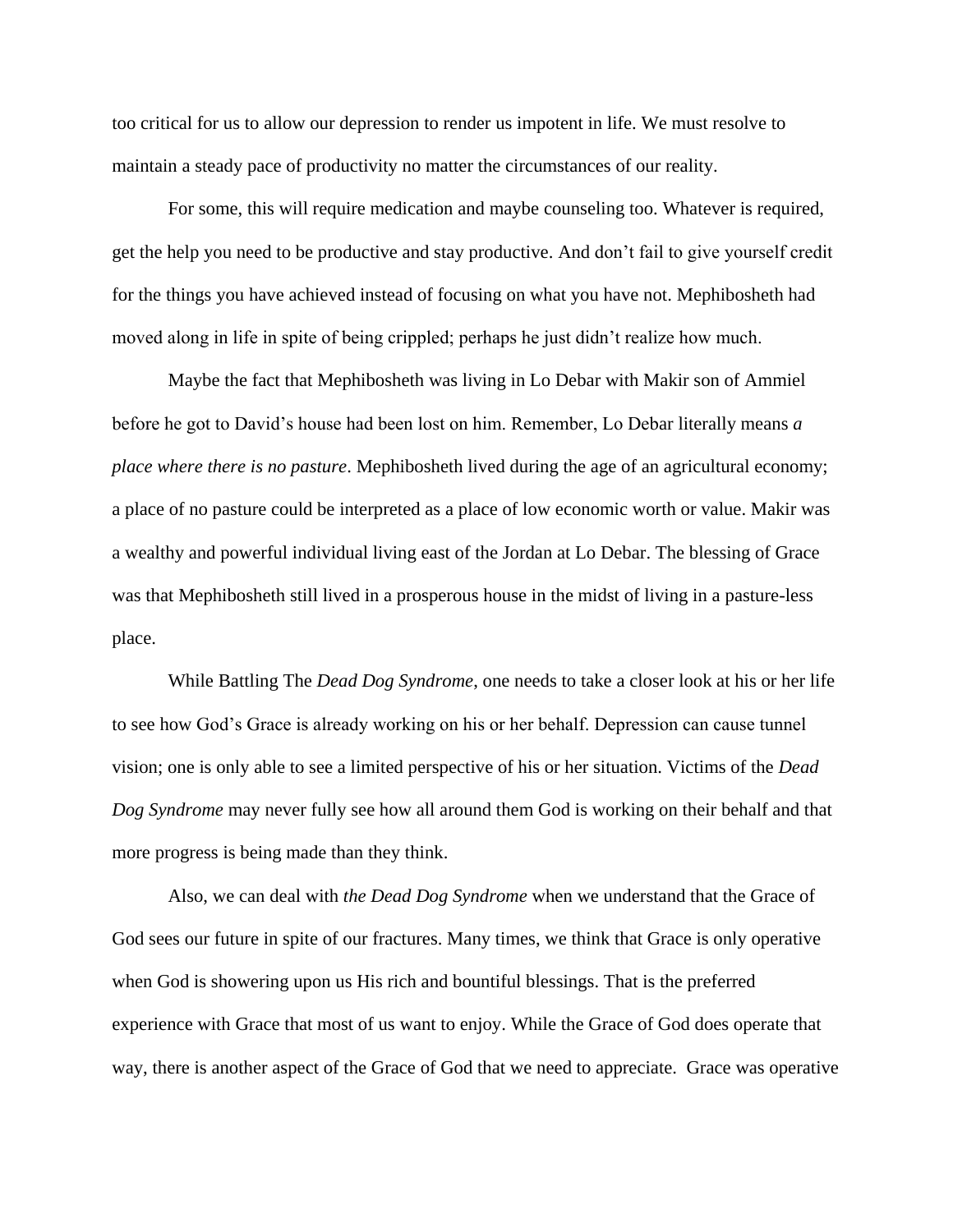too critical for us to allow our depression to render us impotent in life. We must resolve to maintain a steady pace of productivity no matter the circumstances of our reality.

For some, this will require medication and maybe counseling too. Whatever is required, get the help you need to be productive and stay productive. And don't fail to give yourself credit for the things you have achieved instead of focusing on what you have not. Mephibosheth had moved along in life in spite of being crippled; perhaps he just didn't realize how much.

Maybe the fact that Mephibosheth was living in Lo Debar with Makir son of Ammiel before he got to David's house had been lost on him. Remember, Lo Debar literally means *a place where there is no pasture*. Mephibosheth lived during the age of an agricultural economy; a place of no pasture could be interpreted as a place of low economic worth or value. Makir was a wealthy and powerful individual living east of the Jordan at Lo Debar. The blessing of Grace was that Mephibosheth still lived in a prosperous house in the midst of living in a pasture-less place.

While Battling The *Dead Dog Syndrome*, one needs to take a closer look at his or her life to see how God's Grace is already working on his or her behalf. Depression can cause tunnel vision; one is only able to see a limited perspective of his or her situation. Victims of the *Dead Dog Syndrome* may never fully see how all around them God is working on their behalf and that more progress is being made than they think.

Also, we can deal with *the Dead Dog Syndrome* when we understand that the Grace of God sees our future in spite of our fractures. Many times, we think that Grace is only operative when God is showering upon us His rich and bountiful blessings. That is the preferred experience with Grace that most of us want to enjoy. While the Grace of God does operate that way, there is another aspect of the Grace of God that we need to appreciate. Grace was operative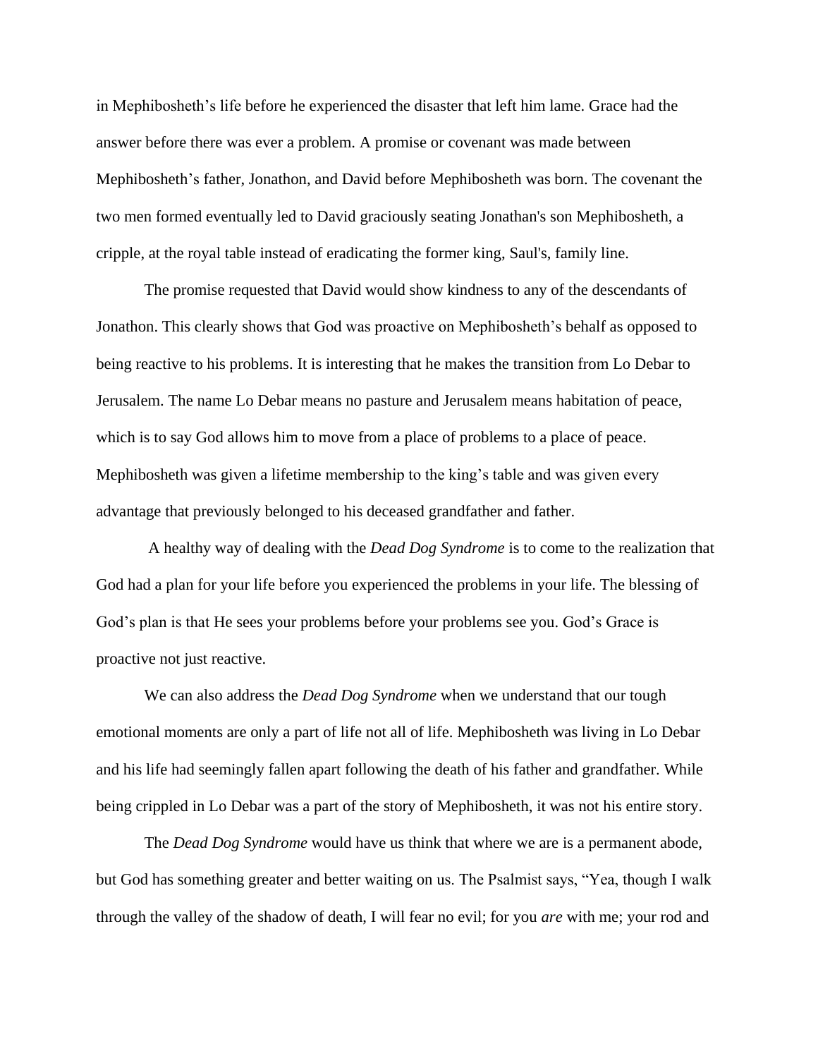in Mephibosheth's life before he experienced the disaster that left him lame. Grace had the answer before there was ever a problem. A promise or covenant was made between Mephibosheth's father, Jonathon, and David before Mephibosheth was born. The covenant the two men formed eventually led to David graciously seating Jonathan's son Mephibosheth, a cripple, at the royal table instead of eradicating the former king, Saul's, family line.

The promise requested that David would show kindness to any of the descendants of Jonathon. This clearly shows that God was proactive on Mephibosheth's behalf as opposed to being reactive to his problems. It is interesting that he makes the transition from Lo Debar to Jerusalem. The name Lo Debar means no pasture and Jerusalem means habitation of peace, which is to say God allows him to move from a place of problems to a place of peace. Mephibosheth was given a lifetime membership to the king's table and was given every advantage that previously belonged to his deceased grandfather and father.

A healthy way of dealing with the *Dead Dog Syndrome* is to come to the realization that God had a plan for your life before you experienced the problems in your life. The blessing of God's plan is that He sees your problems before your problems see you. God's Grace is proactive not just reactive.

We can also address the *Dead Dog Syndrome* when we understand that our tough emotional moments are only a part of life not all of life. Mephibosheth was living in Lo Debar and his life had seemingly fallen apart following the death of his father and grandfather. While being crippled in Lo Debar was a part of the story of Mephibosheth, it was not his entire story.

The *Dead Dog Syndrome* would have us think that where we are is a permanent abode, but God has something greater and better waiting on us. The Psalmist says, "Yea, though I walk through the valley of the shadow of death, I will fear no evil; for you *are* with me; your rod and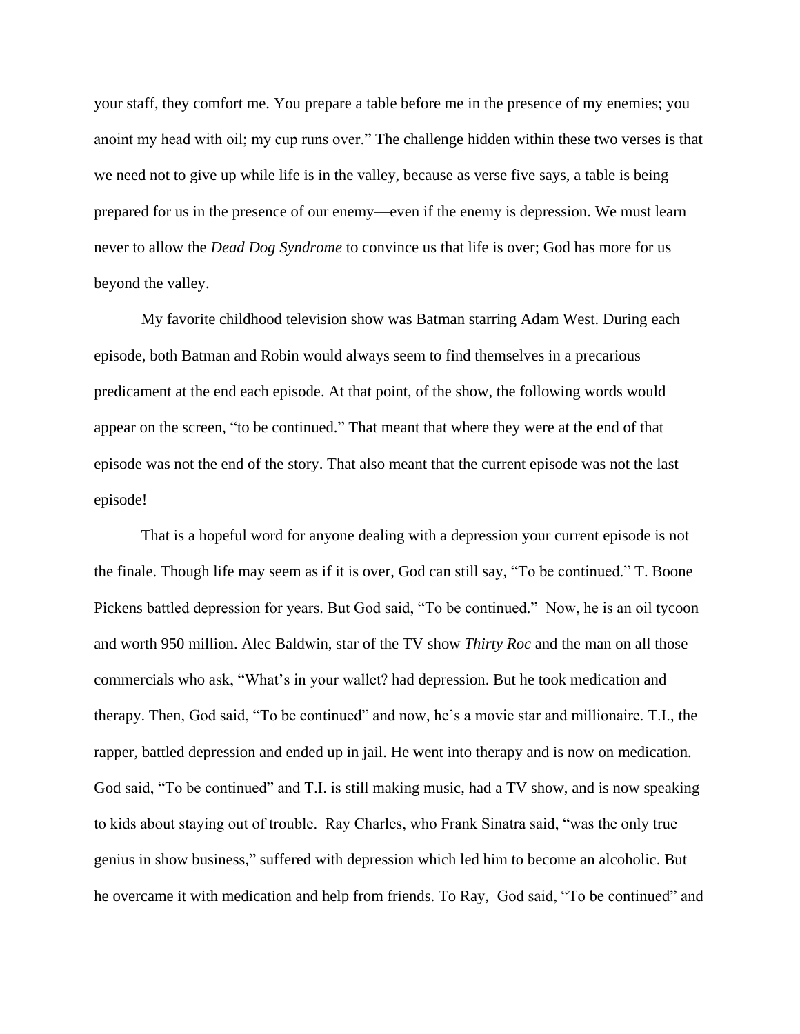your staff, they comfort me. You prepare a table before me in the presence of my enemies; you anoint my head with oil; my cup runs over." The challenge hidden within these two verses is that we need not to give up while life is in the valley, because as verse five says, a table is being prepared for us in the presence of our enemy—even if the enemy is depression. We must learn never to allow the *Dead Dog Syndrome* to convince us that life is over; God has more for us beyond the valley.

My favorite childhood television show was Batman starring Adam West. During each episode, both Batman and Robin would always seem to find themselves in a precarious predicament at the end each episode. At that point, of the show, the following words would appear on the screen, "to be continued." That meant that where they were at the end of that episode was not the end of the story. That also meant that the current episode was not the last episode!

That is a hopeful word for anyone dealing with a depression your current episode is not the finale. Though life may seem as if it is over, God can still say, "To be continued." T. Boone Pickens battled depression for years. But God said, "To be continued." Now, he is an oil tycoon and worth 950 million. Alec Baldwin, star of the TV show *Thirty Roc* and the man on all those commercials who ask, "What's in your wallet? had depression. But he took medication and therapy. Then, God said, "To be continued" and now, he's a movie star and millionaire. T.I., the rapper, battled depression and ended up in jail. He went into therapy and is now on medication. God said, "To be continued" and T.I. is still making music, had a TV show, and is now speaking to kids about staying out of trouble. Ray Charles, who Frank Sinatra said, "was the only true genius in show business," suffered with depression which led him to become an alcoholic. But he overcame it with medication and help from friends. To Ray, God said, "To be continued" and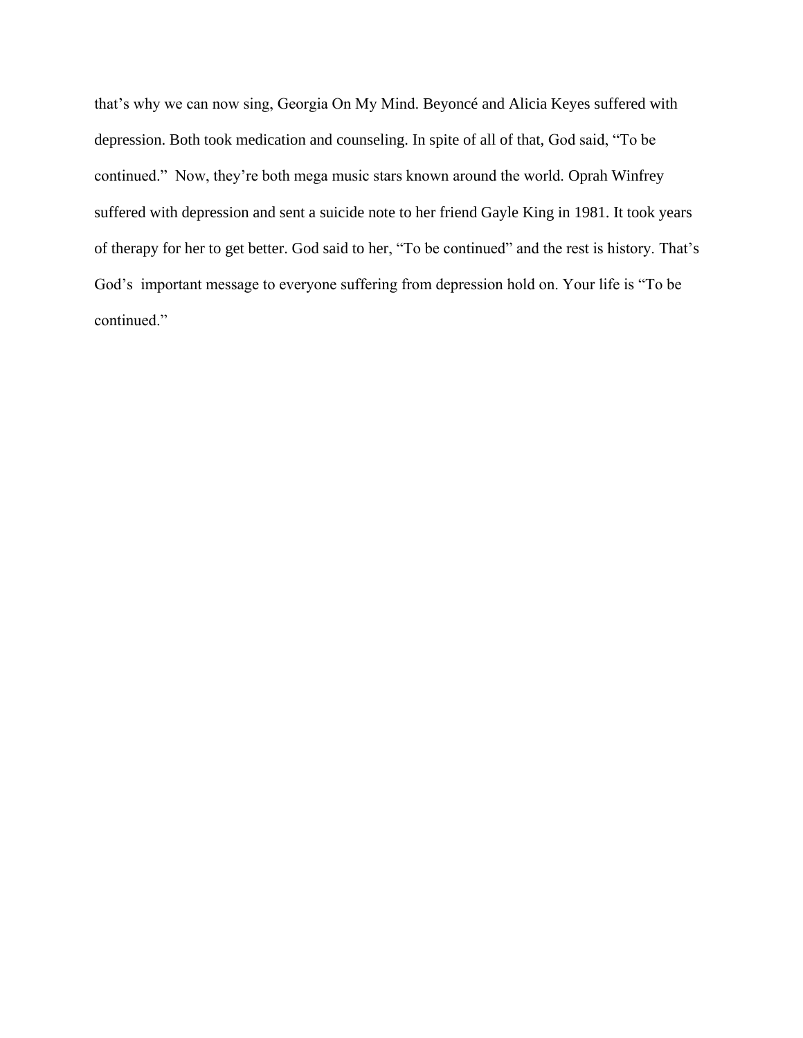that's why we can now sing, Georgia On My Mind. Beyoncé and Alicia Keyes suffered with depression. Both took medication and counseling. In spite of all of that, God said, "To be continued." Now, they're both mega music stars known around the world. Oprah Winfrey suffered with depression and sent a suicide note to her friend Gayle King in 1981. It took years of therapy for her to get better. God said to her, "To be continued" and the rest is history. That's God's important message to everyone suffering from depression hold on. Your life is "To be continued."